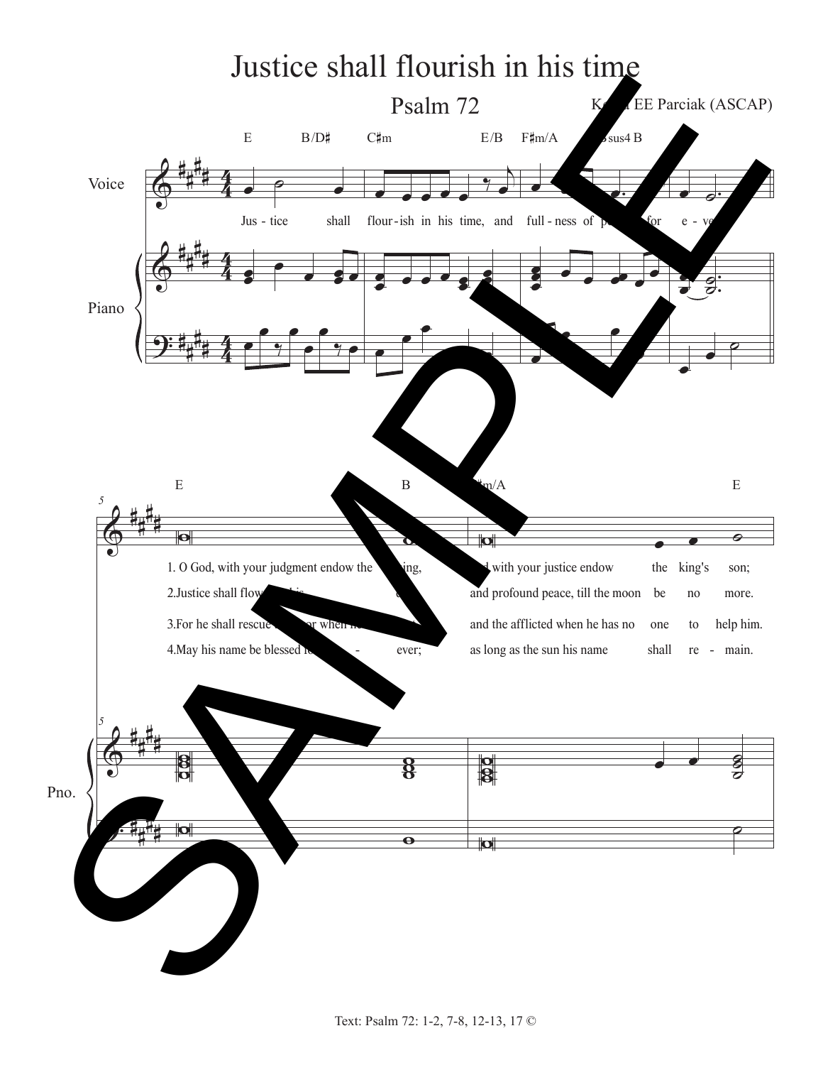# Justice shall flourish in his time

## Psalm 72

Kevin EE Parciak (ASCAP)

Jus - tice shall flour - ish in his time, and full - ness of peace for e - ver.

1. O God, with your judgment endow the king, and with your justice endow the king's son;
2. Justice shall flower in his days, and profound peace, till the moon be no more.
3. For he shall rescue the poor when he cries out, and the afflicted when he has no one to help him.
4. May his name be blessed for - ever; as long as the sun his name shall re - main.

Text: Psalm 72: 1-2, 7-8, 12-13, 17 ©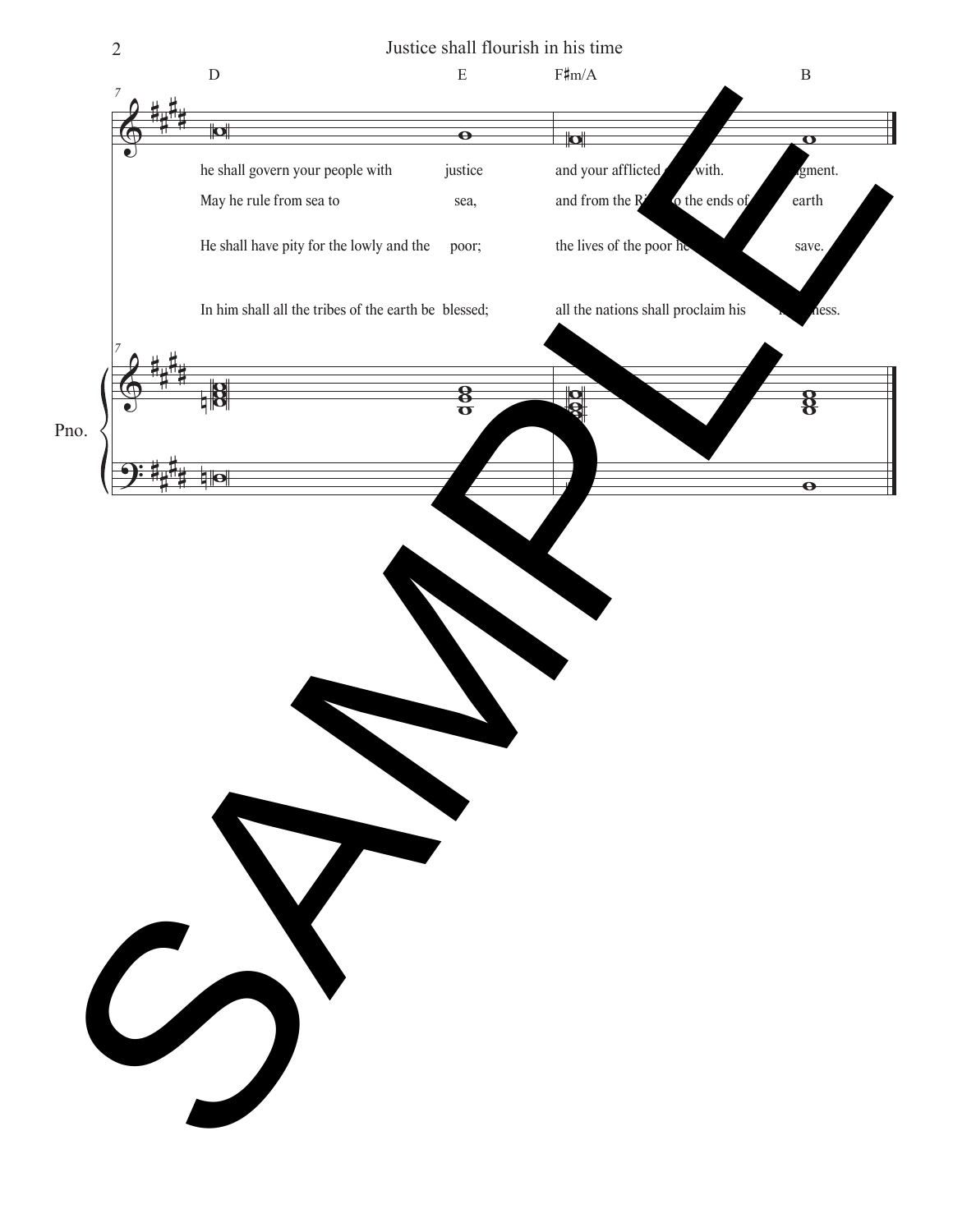D E F♯m/A B

he shall govern your people with justice and your afflicted ones with. judgment.

May he rule from sea to sea, and from the River to the ends of the earth

He shall have pity for the lowly and the poor; the lives of the poor he shall save.

In him shall all the tribes of the earth be blessed; all the nations shall proclaim his happiness.

Pno.

SAMPLE